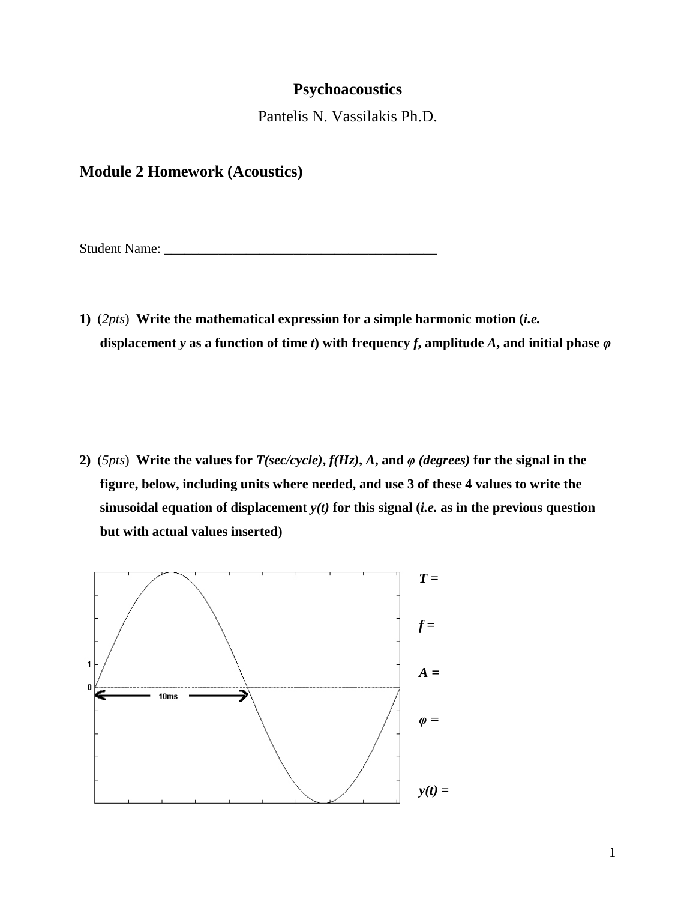**Psychoacoustics**

Pantelis N. Vassilakis Ph.D.

## Module 2 Homework (Acoustics)

Student Name: _________________________________________

**1)** (*2pts*) **Write the mathematical expression for a simple harmonic motion (*i.e.* displacement *y* as a function of time *t*) with frequency *f*, amplitude *A*, and initial phase *φ***

**2)** (*5pts*) **Write the values for *T(sec/cycle)*, *f(Hz)*, *A*, and *φ (degrees)* for the signal in the figure, below, including units where needed, and use 3 of these 4 values to write the sinusoidal equation of displacement *y(t)* for this signal (*i.e.* as in the previous question but with actual values inserted)**

1

0

10ms

***T* =**

***f* =**

***A* =**

***φ* =**

***y(t)* =**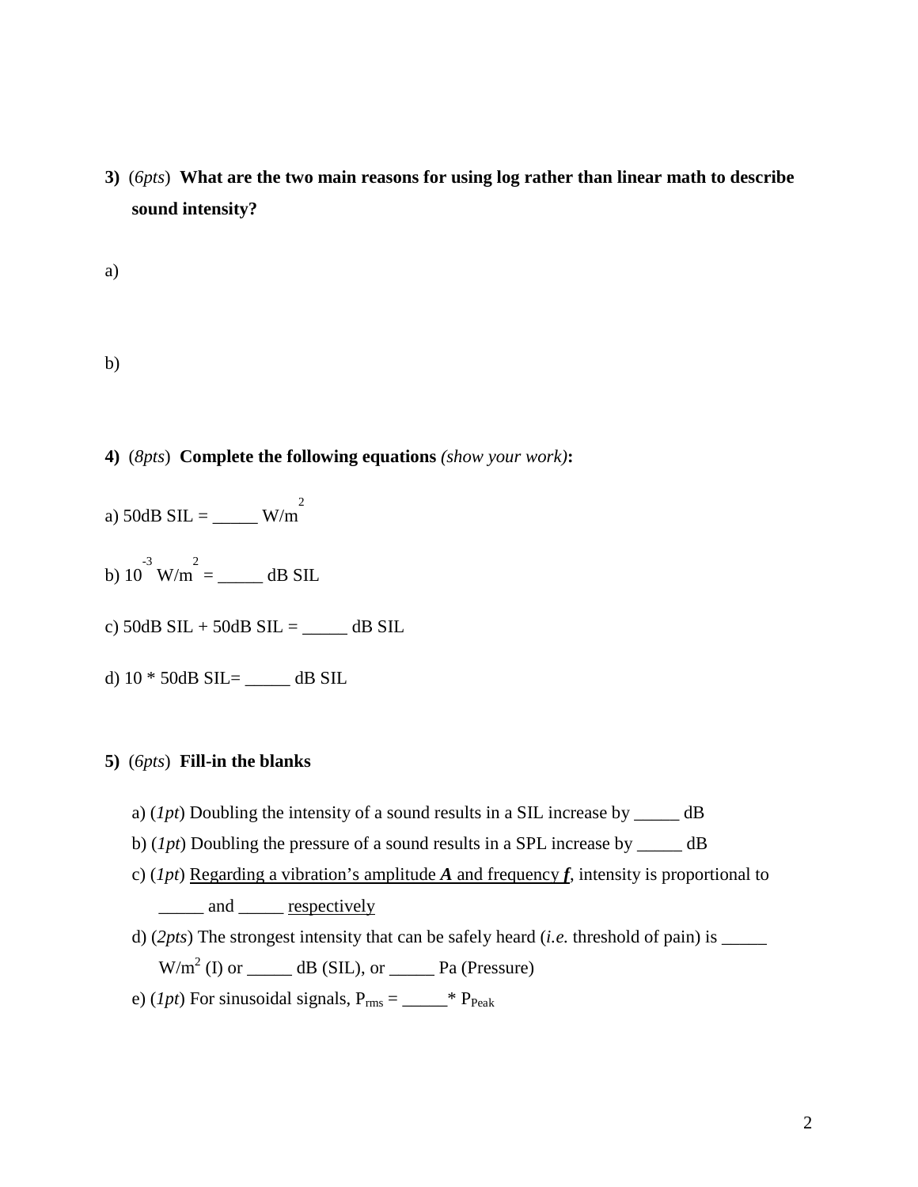**3)** (*6pts*) **What are the two main reasons for using log rather than linear math to describe sound intensity?**

a)

b)

**4)** (*8pts*) **Complete the following equations** *(show your work)***:**

a) 50dB SIL = _____ W/m$^2$

b) $10^{-3}$ W/m$^2$ = _____ dB SIL

c) 50dB SIL + 50dB SIL = _____ dB SIL

d) 10 * 50dB SIL= _____ dB SIL

**5)** (*6pts*) **Fill-in the blanks**

a) (*1pt*) Doubling the intensity of a sound results in a SIL increase by _____ dB

b) (*1pt*) Doubling the pressure of a sound results in a SPL increase by _____ dB

c) (*1pt*) Regarding a vibration's amplitude ***A*** and frequency ***f***, intensity is proportional to _____ and _____ respectively

d) (*2pts*) The strongest intensity that can be safely heard (*i.e.* threshold of pain) is _____ W/m$^2$ (I) or _____ dB (SIL), or _____ Pa (Pressure)

e) (*1pt*) For sinusoidal signals, $P_{rms}$ = _____* $P_{Peak}$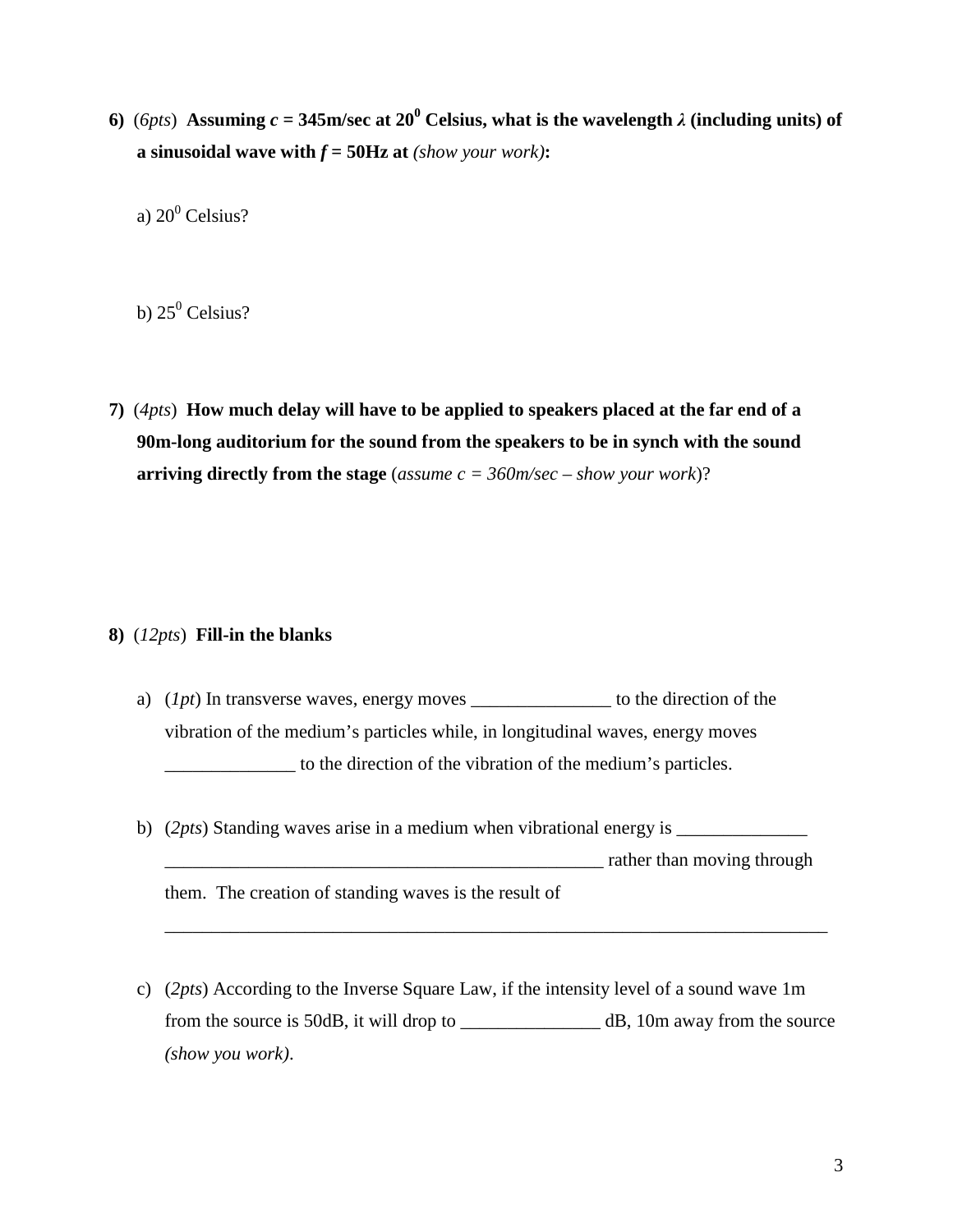**6)** (*6pts*) **Assuming *c* = 345m/sec at 20$^0$ Celsius, what is the wavelength $\lambda$ (including units) of a sinusoidal wave with *f* = 50Hz at** *(show your work)***:**

a) 20$^0$ Celsius?

b) 25$^0$ Celsius?

**7)** (*4pts*) **How much delay will have to be applied to speakers placed at the far end of a 90m-long auditorium for the sound from the speakers to be in synch with the sound arriving directly from the stage** (*assume c = 360m/sec – show your work*)?

**8)** (*12pts*) **Fill-in the blanks**

a) (*1pt*) In transverse waves, energy moves _______________ to the direction of the vibration of the medium's particles while, in longitudinal waves, energy moves ______________ to the direction of the vibration of the medium's particles.

b) (*2pts*) Standing waves arise in a medium when vibrational energy is ______________ ________________________________________________ rather than moving through them. The creation of standing waves is the result of ___________________________________________________________________________

c) (*2pts*) According to the Inverse Square Law, if the intensity level of a sound wave 1m from the source is 50dB, it will drop to _______________ dB, 10m away from the source *(show you work)*.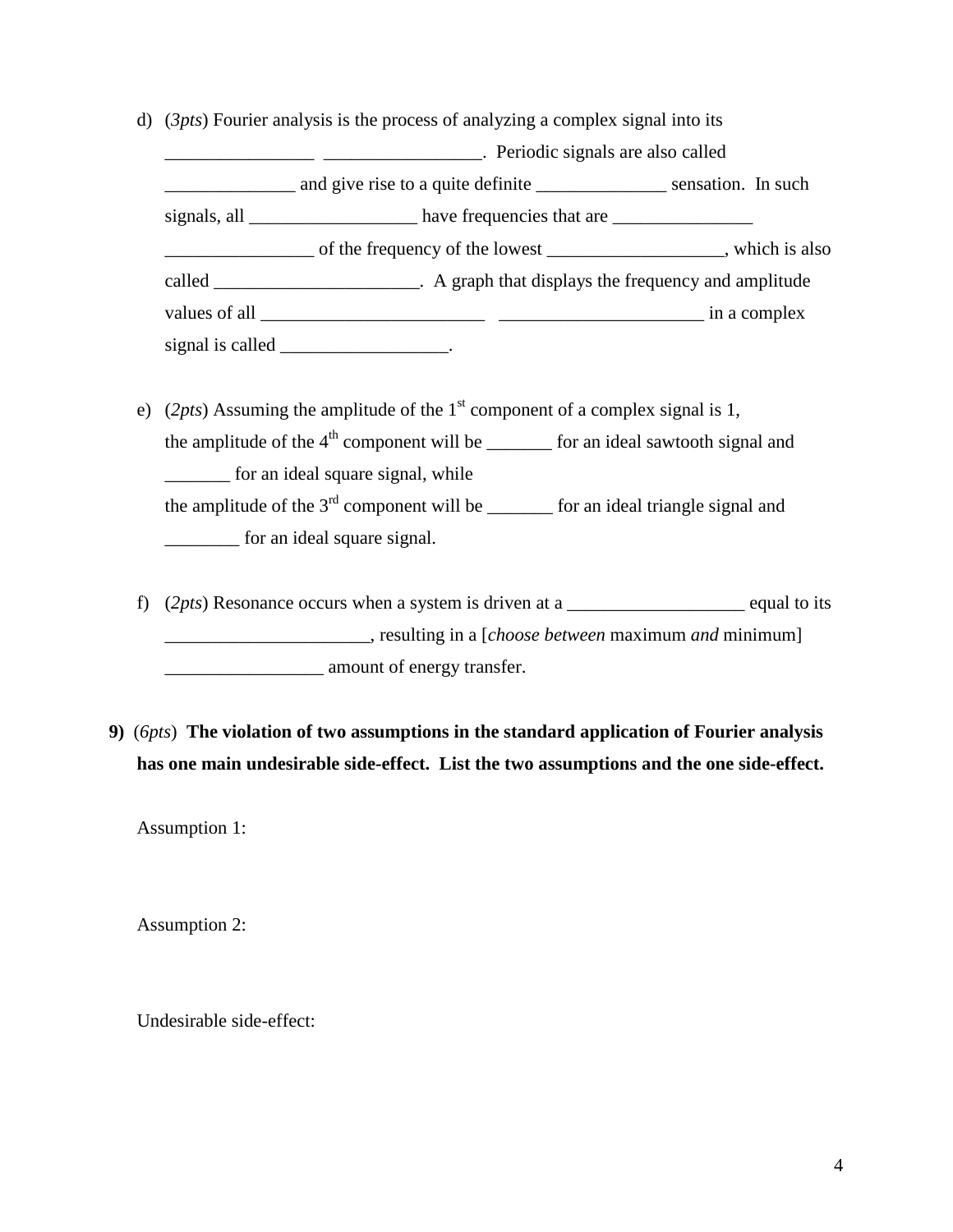d) (*3pts*) Fourier analysis is the process of analyzing a complex signal into its ________________ _________________. Periodic signals are also called ______________ and give rise to a quite definite ______________ sensation. In such signals, all __________________ have frequencies that are _______________ ________________ of the frequency of the lowest ___________________, which is also called ______________________. A graph that displays the frequency and amplitude values of all ________________________ ______________________ in a complex signal is called __________________.

e) (*2pts*) Assuming the amplitude of the 1st component of a complex signal is 1, the amplitude of the 4th component will be _______ for an ideal sawtooth signal and _______ for an ideal square signal, while the amplitude of the 3rd component will be _______ for an ideal triangle signal and ________ for an ideal square signal.

f) (*2pts*) Resonance occurs when a system is driven at a ___________________ equal to its ______________________, resulting in a [*choose between* maximum *and* minimum] _________________ amount of energy transfer.

**9)** (*6pts*) **The violation of two assumptions in the standard application of Fourier analysis has one main undesirable side-effect. List the two assumptions and the one side-effect.**

Assumption 1:

Assumption 2:

Undesirable side-effect: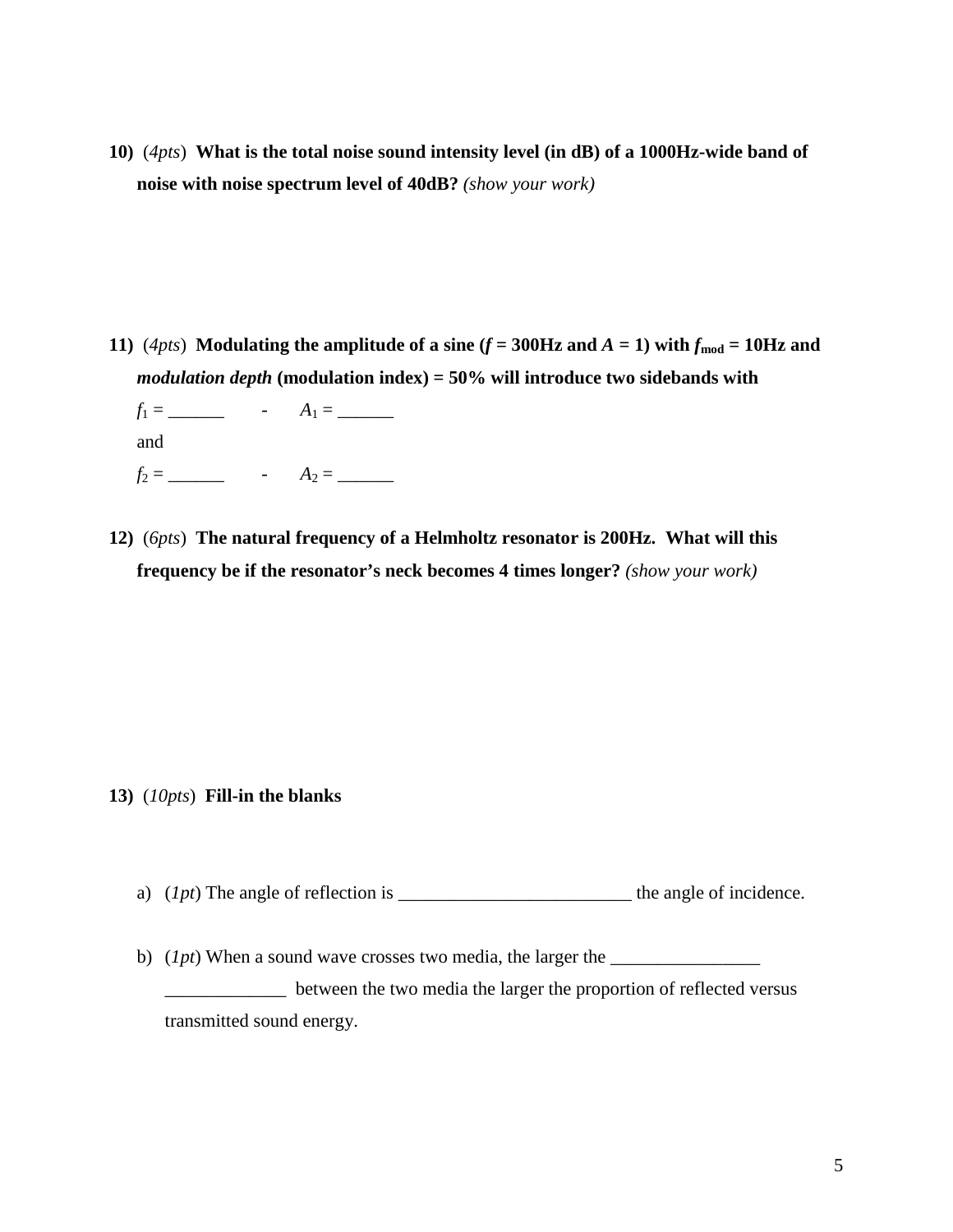**10)** (*4pts*) **What is the total noise sound intensity level (in dB) of a 1000Hz-wide band of noise with noise spectrum level of 40dB?** *(show your work)*

**11)** (*4pts*) **Modulating the amplitude of a sine (*$f$* = 300Hz and *$A$* = 1) with $f_{mod}$ = 10Hz and *modulation depth* (modulation index) = 50% will introduce two sidebands with**

$f_1$ = ______ - $A_1$ = ______

and

$f_2$ = ______ - $A_2$ = ______

**12)** (*6pts*) **The natural frequency of a Helmholtz resonator is 200Hz. What will this frequency be if the resonator's neck becomes 4 times longer?** *(show your work)*

**13)** (*10pts*) **Fill-in the blanks**

a) (*1pt*) The angle of reflection is _________________________ the angle of incidence.

b) (*1pt*) When a sound wave crosses two media, the larger the ________________ _____________ between the two media the larger the proportion of reflected versus transmitted sound energy.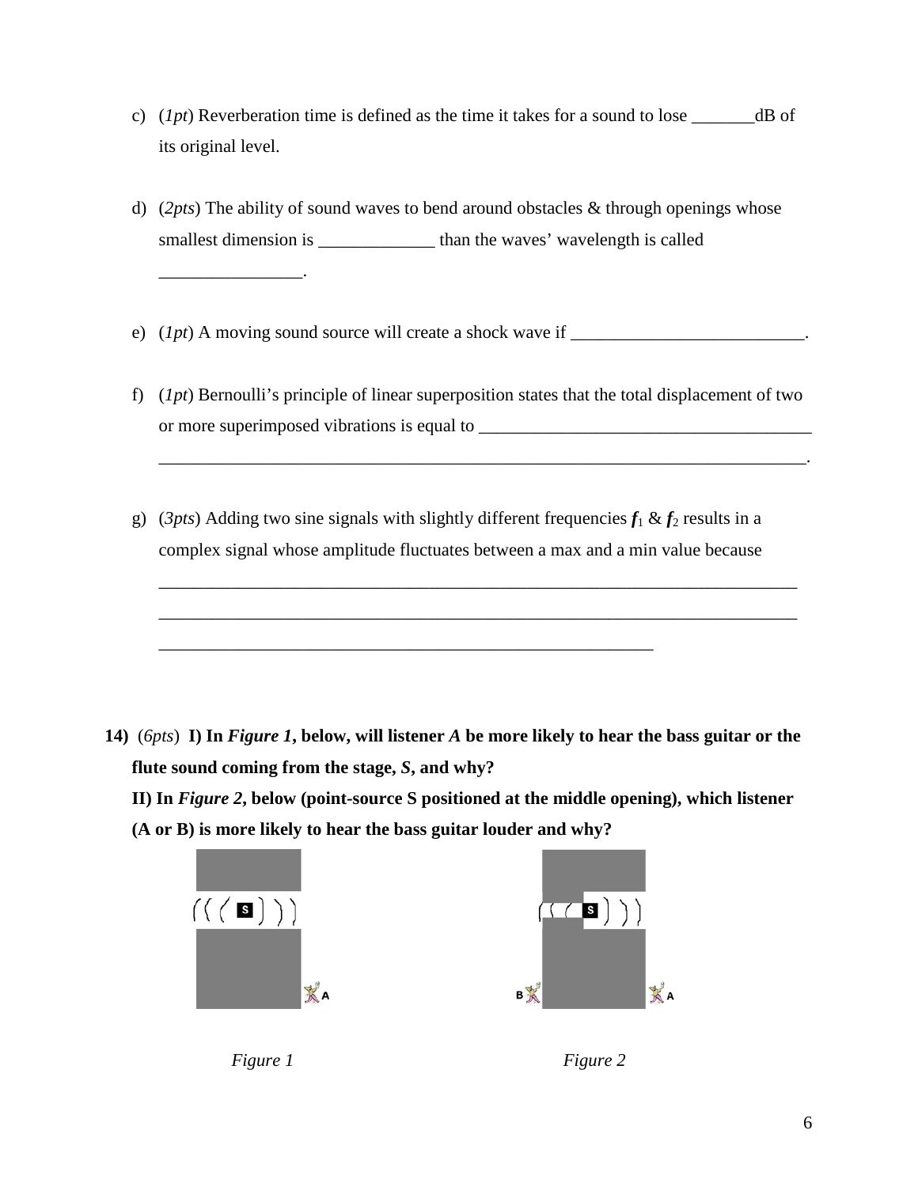c) (*1pt*) Reverberation time is defined as the time it takes for a sound to lose _______dB of its original level.

d) (*2pts*) The ability of sound waves to bend around obstacles & through openings whose smallest dimension is _____________ than the waves' wavelength is called ________________.

e) (*1pt*) A moving sound source will create a shock wave if __________________________.

f) (*1pt*) Bernoulli's principle of linear superposition states that the total displacement of two or more superimposed vibrations is equal to _____________________________________ __________________________________________________________________________.

g) (*3pts*) Adding two sine signals with slightly different frequencies $f_1$ & $f_2$ results in a complex signal whose amplitude fluctuates between a max and a min value because

__________________________________________________________________________

__________________________________________________________________________

_________________________________________________________

**14)** (*6pts*) **I) In *Figure 1*, below, will listener *A* be more likely to hear the bass guitar or the flute sound coming from the stage, *S*, and why?**

**II) In *Figure 2*, below (point-source S positioned at the middle opening), which listener (A or B) is more likely to hear the bass guitar louder and why?**

*Figure 1*

*Figure 2*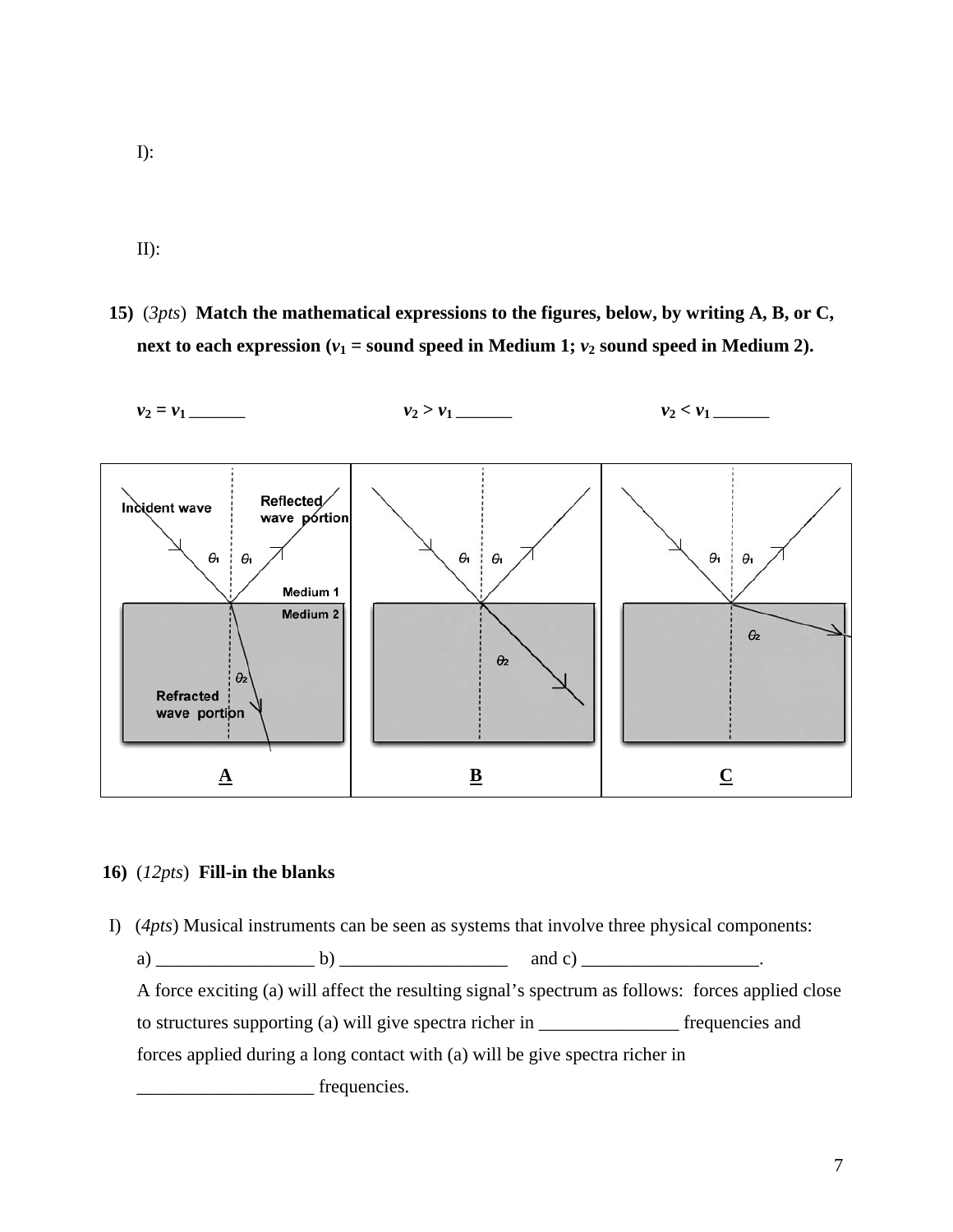I):

II):

**15)** (*3pts*) **Match the mathematical expressions to the figures, below, by writing A, B, or C, next to each expression ($v_1$ = sound speed in Medium 1; $v_2$ sound speed in Medium 2).**

$v_2 = v_1$ _______ $v_2 > v_1$ _______ $v_2 < v_1$ _______

Incident wave, Reflected wave portion, $\theta_1$, $\theta_1$, Medium 1, Medium 2, $\theta_2$, Refracted wave portion

**A** **B** **C**

**16)** (*12pts*) **Fill-in the blanks**

I) (*4pts*) Musical instruments can be seen as systems that involve three physical components:

a) _________________ b) __________________ and c) ___________________.

A force exciting (a) will affect the resulting signal's spectrum as follows: forces applied close to structures supporting (a) will give spectra richer in _______________ frequencies and forces applied during a long contact with (a) will be give spectra richer in ___________________ frequencies.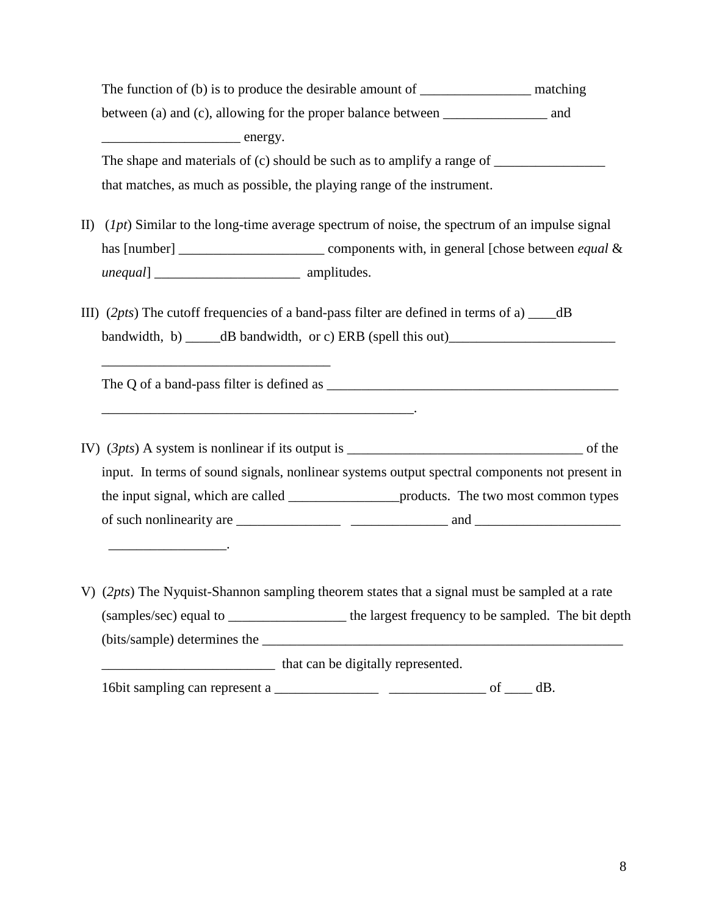The function of (b) is to produce the desirable amount of ________________ matching between (a) and (c), allowing for the proper balance between _______________ and ____________________ energy.

The shape and materials of (c) should be such as to amplify a range of ________________ that matches, as much as possible, the playing range of the instrument.

II) (*1pt*) Similar to the long-time average spectrum of noise, the spectrum of an impulse signal has [number] _____________________ components with, in general [chose between *equal* & *unequal*] _____________________ amplitudes.

III) (*2pts*) The cutoff frequencies of a band-pass filter are defined in terms of a) ____dB bandwidth, b) _____dB bandwidth, or c) ERB (spell this out)________________________ _________________________________

The Q of a band-pass filter is defined as ___________________________________________ ______________________________________________.

IV) (*3pts*) A system is nonlinear if its output is __________________________________ of the input. In terms of sound signals, nonlinear systems output spectral components not present in the input signal, which are called ________________products. The two most common types of such nonlinearity are _______________ ______________ and _____________________ _________________.

V) (*2pts*) The Nyquist-Shannon sampling theorem states that a signal must be sampled at a rate (samples/sec) equal to _________________ the largest frequency to be sampled. The bit depth (bits/sample) determines the ______________________________________________________ _________________________ that can be digitally represented.

16bit sampling can represent a _______________ ______________ of ____ dB.